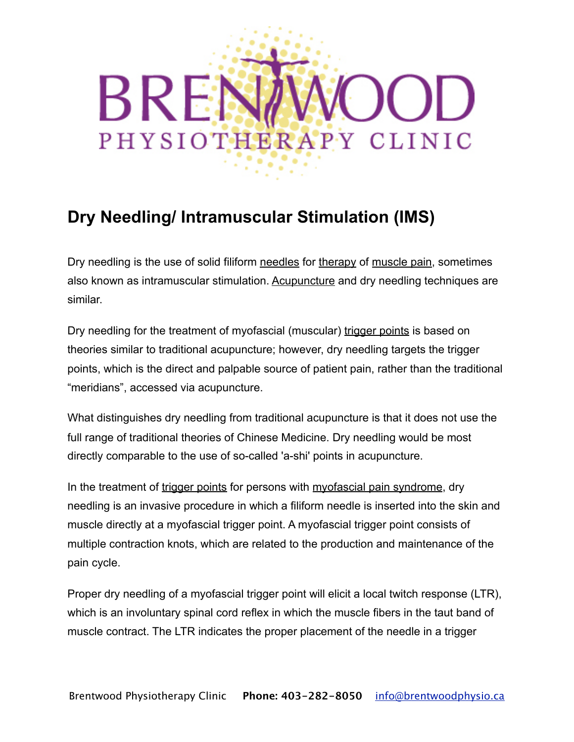# Dry Needling/ Intramuscular Stimulation (IMS)

Dry needling is the use of solid filiform needles for therapy of muscle pain, sometimes also known as intramuscular stimulation. Acupuncture and dry needling techniques are similar.

Dry needling for the treatment of myofascial (muscular) trigger points is based on theories similar to traditional acupuncture; however, dry needling targets the trigger points, which is the direct and palpable source of patient pain, rather than the traditional "meridians", accessed via acupuncture.

What distinguishes dry needling from traditional acupuncture is that it does not use the full range of traditional theories of Chinese Medicine. Dry needling would be most directly comparable to the use of so-called 'a-shi' points in acupuncture.

In the treatment of trigger points for persons with myofascial pain syndrome, dry needling is an invasive procedure in which a filiform needle is inserted into the skin and muscle directly at a myofascial trigger point. A myofascial trigger point consists of multiple contraction knots, which are related to the production and maintenance of the pain cycle.

Proper dry needling of a myofascial trigger point will elicit a local twitch response (LTR), which is an involuntary spinal cord reflex in which the muscle fibers in the taut band of muscle contract. The LTR indicates the proper placement of the needle in a trigger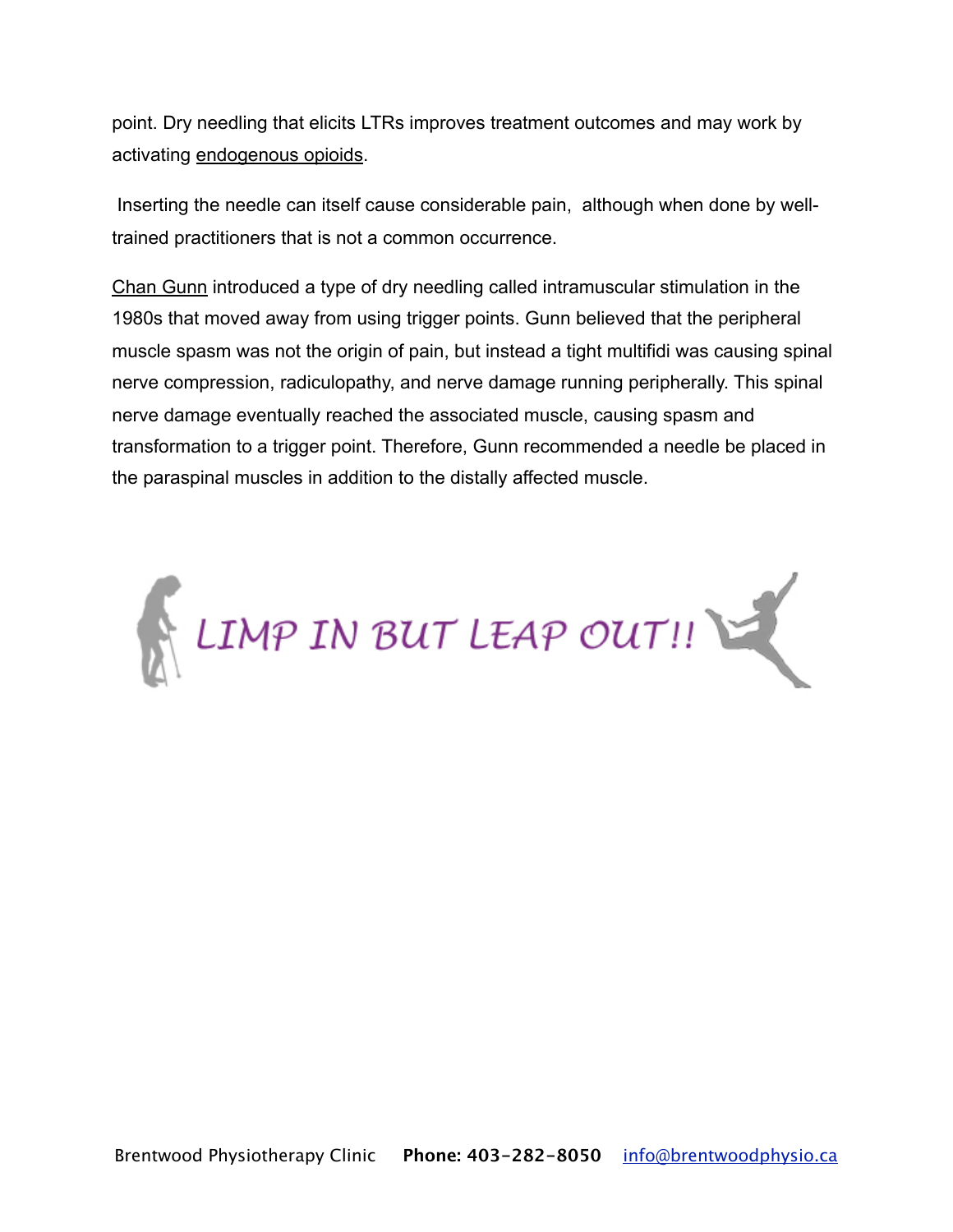point. Dry needling that elicits LTRs improves treatment outcomes and may work by activating endogenous opioids.

Inserting the needle can itself cause considerable pain, although when done by well-trained practitioners that is not a common occurrence.

Chan Gunn introduced a type of dry needling called intramuscular stimulation in the 1980s that moved away from using trigger points. Gunn believed that the peripheral muscle spasm was not the origin of pain, but instead a tight multifidi was causing spinal nerve compression, radiculopathy, and nerve damage running peripherally. This spinal nerve damage eventually reached the associated muscle, causing spasm and transformation to a trigger point. Therefore, Gunn recommended a needle be placed in the paraspinal muscles in addition to the distally affected muscle.

LIMP IN BUT LEAP OUT!!